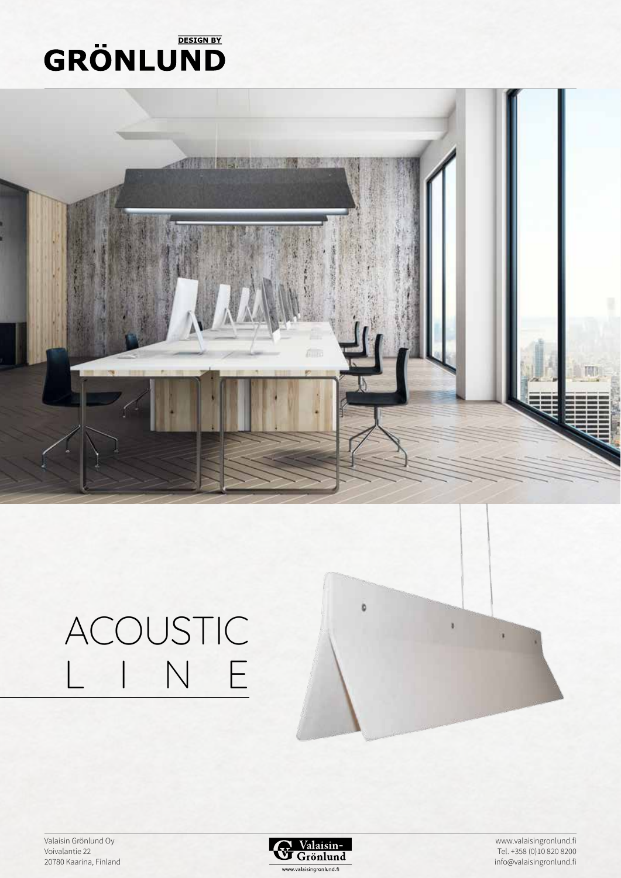DESIGN BY
**GRÖNLUND**

# ACOUSTIC LINE

Valaisin Grönlund Oy
Voivalantie 22
20780 Kaarina, Finland

Valaisin-Grönlund
www.valaisingronlund.fi

www.valaisingronlund.fi
Tel. +358 (0)10 820 8200
info@valaisingronlund.fi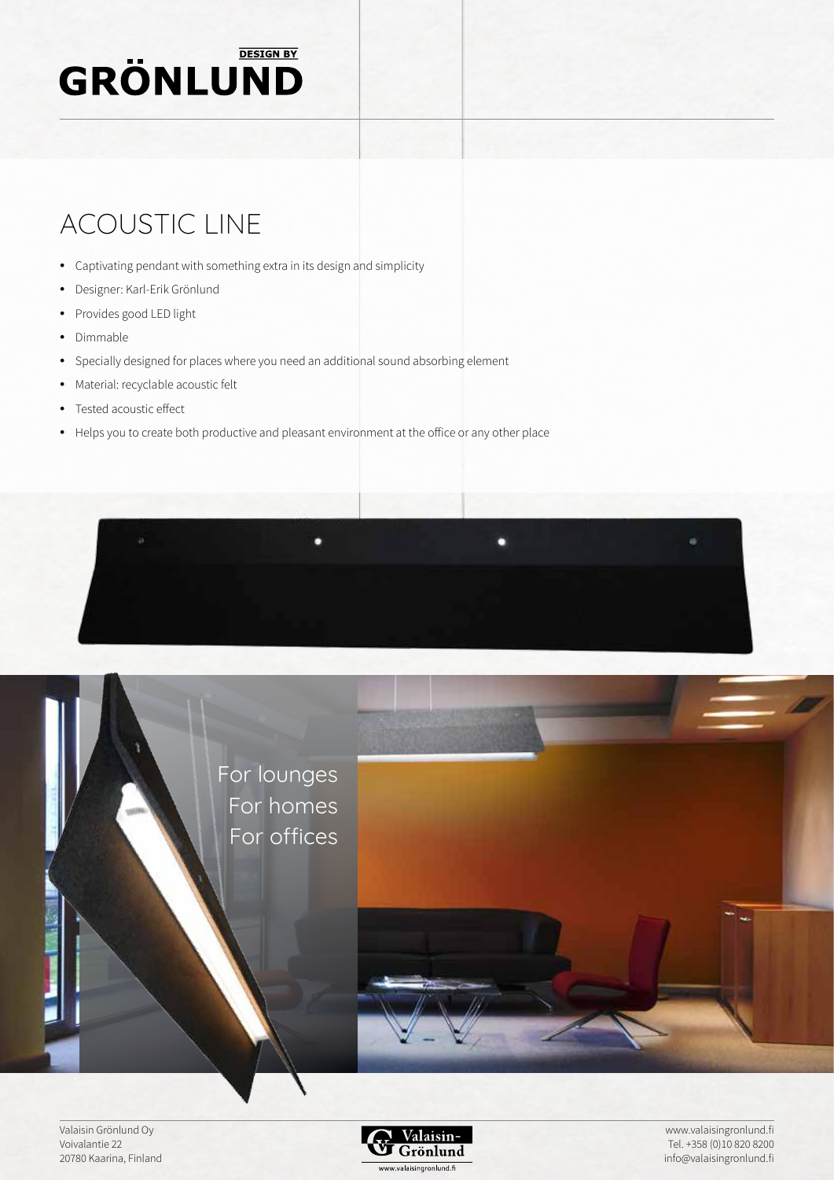DESIGN BY
# GRÖNLUND

## ACOUSTIC LINE

- Captivating pendant with something extra in its design and simplicity
- Designer: Karl-Erik Grönlund
- Provides good LED light
- Dimmable
- Specially designed for places where you need an additional sound absorbing element
- Material: recyclable acoustic felt
- Tested acoustic effect
- Helps you to create both productive and pleasant environment at the office or any other place

For lounges
For homes
For offices

Valaisin Grönlund Oy
Voivalantie 22
20780 Kaarina, Finland

www.valaisingronlund.fi
Tel. +358 (0)10 820 8200
info@valaisingronlund.fi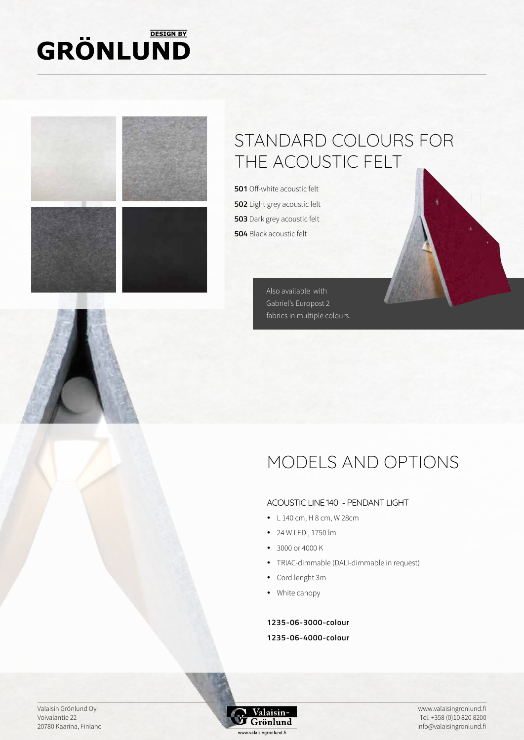# STANDARD COLOURS FOR THE ACOUSTIC FELT

**501** Off-white acoustic felt

**502** Light grey acoustic felt

**503** Dark grey acoustic felt

**504** Black acoustic felt

Also available with Gabriel's Europost 2 fabrics in multiple colours.

# MODELS AND OPTIONS

### ACOUSTIC LINE 140 - PENDANT LIGHT

- L 140 cm, H 8 cm, W 28cm
- 24 W LED , 1750 lm
- 3000 or 4000 K
- TRIAC-dimmable (DALI-dimmable in request)
- Cord lenght 3m
- White canopy

**1235-06-3000-colour**

**1235-06-4000-colour**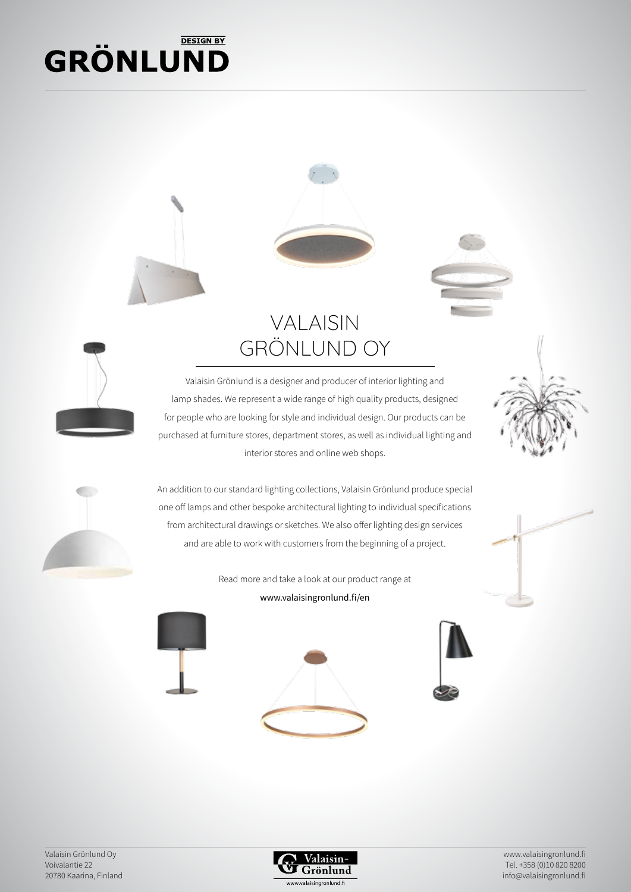DESIGN BY
# GRÖNLUND

## VALAISIN GRÖNLUND OY

Valaisin Grönlund is a designer and producer of interior lighting and lamp shades. We represent a wide range of high quality products, designed for people who are looking for style and individual design. Our products can be purchased at furniture stores, department stores, as well as individual lighting and interior stores and online web shops.

An addition to our standard lighting collections, Valaisin Grönlund produce special one off lamps and other bespoke architectural lighting to individual specifications from architectural drawings or sketches. We also offer lighting design services and are able to work with customers from the beginning of a project.

Read more and take a look at our product range at
www.valaisingronlund.fi/en

Valaisin Grönlund Oy
Voivalantie 22
20780 Kaarina, Finland

Valaisin-Grönlund
www.valaisingronlund.fi

www.valaisingronlund.fi
Tel. +358 (0)10 820 8200
info@valaisingronlund.fi